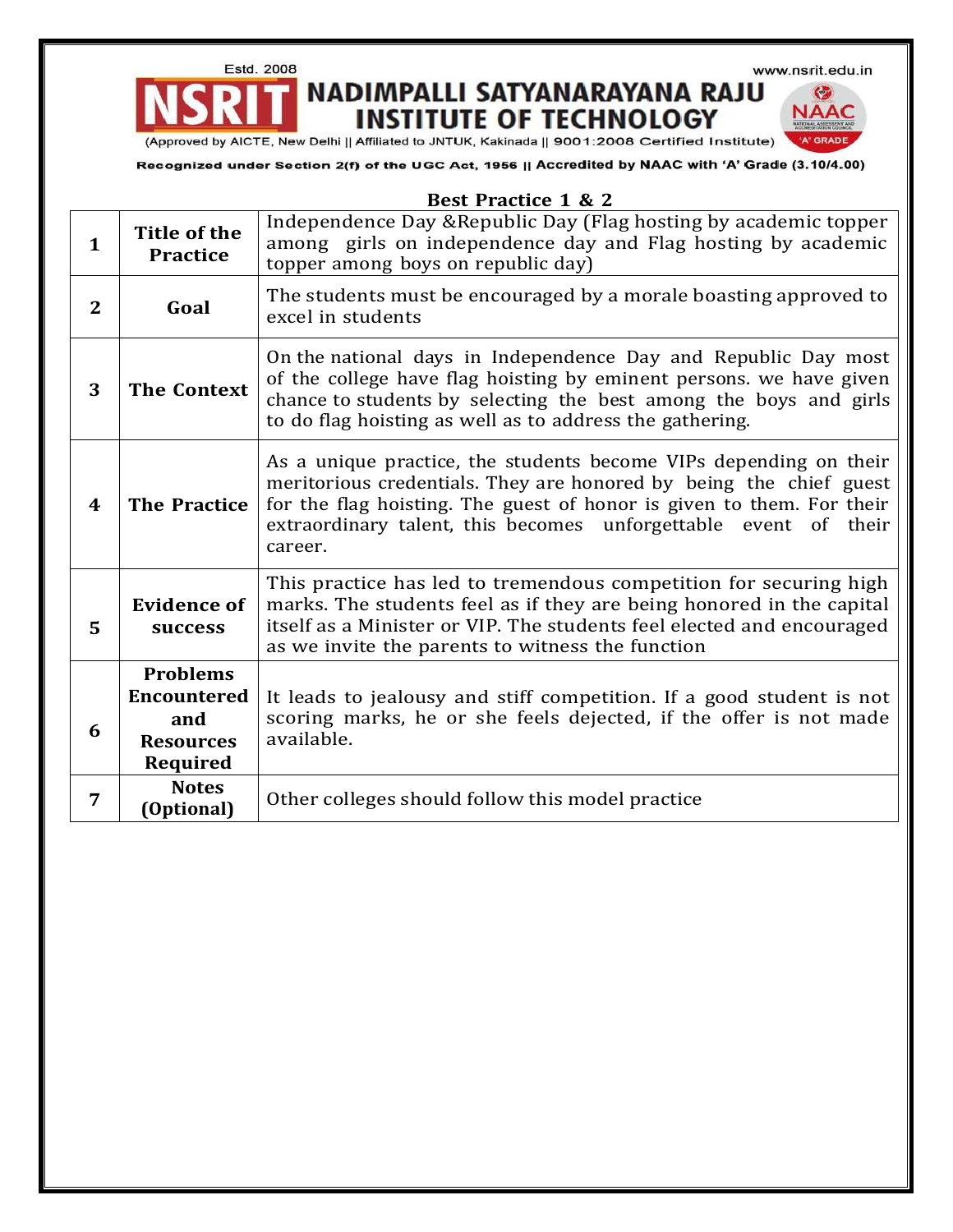Estd. 2008

www.nsrit.edu.in

# NSRIT NADIMPALLI SATYANARAYANA RAJU INSTITUTE OF TECHNOLOGY

(Approved by AICTE, New Delhi || Affiliated to JNTUK, Kakinada || 9001:2008 Certified Institute)

NAAC 'A' GRADE

**Recognized under Section 2(f) of the UGC Act, 1956 || Accredited by NAAC with 'A' Grade (3.10/4.00)**

## Best Practice 1 & 2

| | | |
|---|---|---|
| **1** | **Title of the Practice** | Independence Day &Republic Day (Flag hosting by academic topper among girls on independence day and Flag hosting by academic topper among boys on republic day) |
| **2** | **Goal** | The students must be encouraged by a morale boasting approved to excel in students |
| **3** | **The Context** | On the national days in Independence Day and Republic Day most of the college have flag hoisting by eminent persons. we have given chance to students by selecting the best among the boys and girls to do flag hoisting as well as to address the gathering. |
| **4** | **The Practice** | As a unique practice, the students become VIPs depending on their meritorious credentials. They are honored by being the chief guest for the flag hoisting. The guest of honor is given to them. For their extraordinary talent, this becomes unforgettable event of their career. |
| **5** | **Evidence of success** | This practice has led to tremendous competition for securing high marks. The students feel as if they are being honored in the capital itself as a Minister or VIP. The students feel elected and encouraged as we invite the parents to witness the function |
| **6** | **Problems Encountered and Resources Required** | It leads to jealousy and stiff competition. If a good student is not scoring marks, he or she feels dejected, if the offer is not made available. |
| **7** | **Notes (Optional)** | Other colleges should follow this model practice |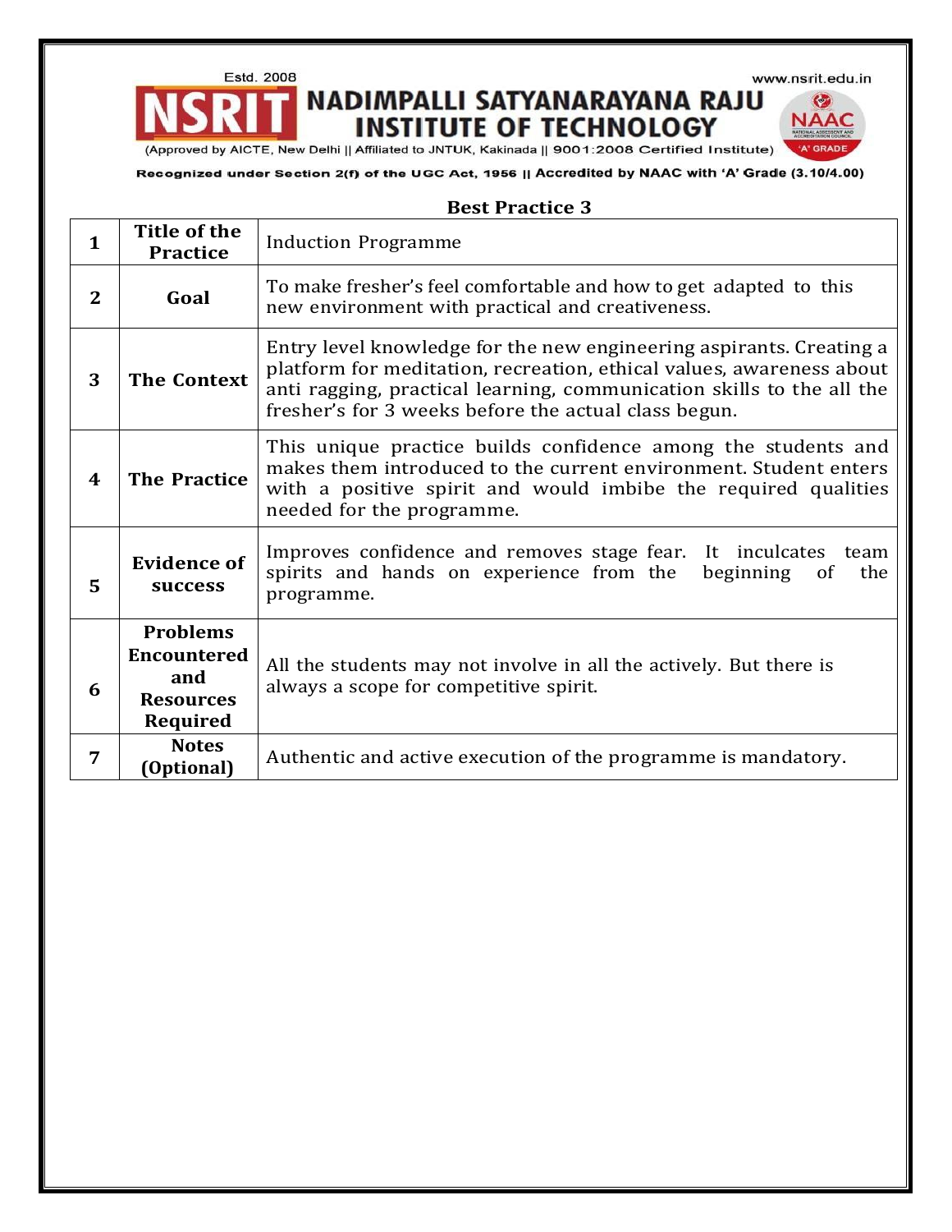Estd. 2008

www.nsrit.edu.in

# NSRIT NADIMPALLI SATYANARAYANA RAJU INSTITUTE OF TECHNOLOGY

(Approved by AICTE, New Delhi || Affiliated to JNTUK, Kakinada || 9001:2008 Certified Institute)

Recognized under Section 2(f) of the UGC Act, 1956 || Accredited by NAAC with 'A' Grade (3.10/4.00)

## Best Practice 3

| | | |
|---|---|---|
| **1** | **Title of the Practice** | Induction Programme |
| **2** | **Goal** | To make fresher's feel comfortable and how to get adapted to this new environment with practical and creativeness. |
| **3** | **The Context** | Entry level knowledge for the new engineering aspirants. Creating a platform for meditation, recreation, ethical values, awareness about anti ragging, practical learning, communication skills to the all the fresher's for 3 weeks before the actual class begun. |
| **4** | **The Practice** | This unique practice builds confidence among the students and makes them introduced to the current environment. Student enters with a positive spirit and would imbibe the required qualities needed for the programme. |
| **5** | **Evidence of success** | Improves confidence and removes stage fear. It inculcates team spirits and hands on experience from the beginning of the programme. |
| **6** | **Problems Encountered and Resources Required** | All the students may not involve in all the actively. But there is always a scope for competitive spirit. |
| **7** | **Notes (Optional)** | Authentic and active execution of the programme is mandatory. |